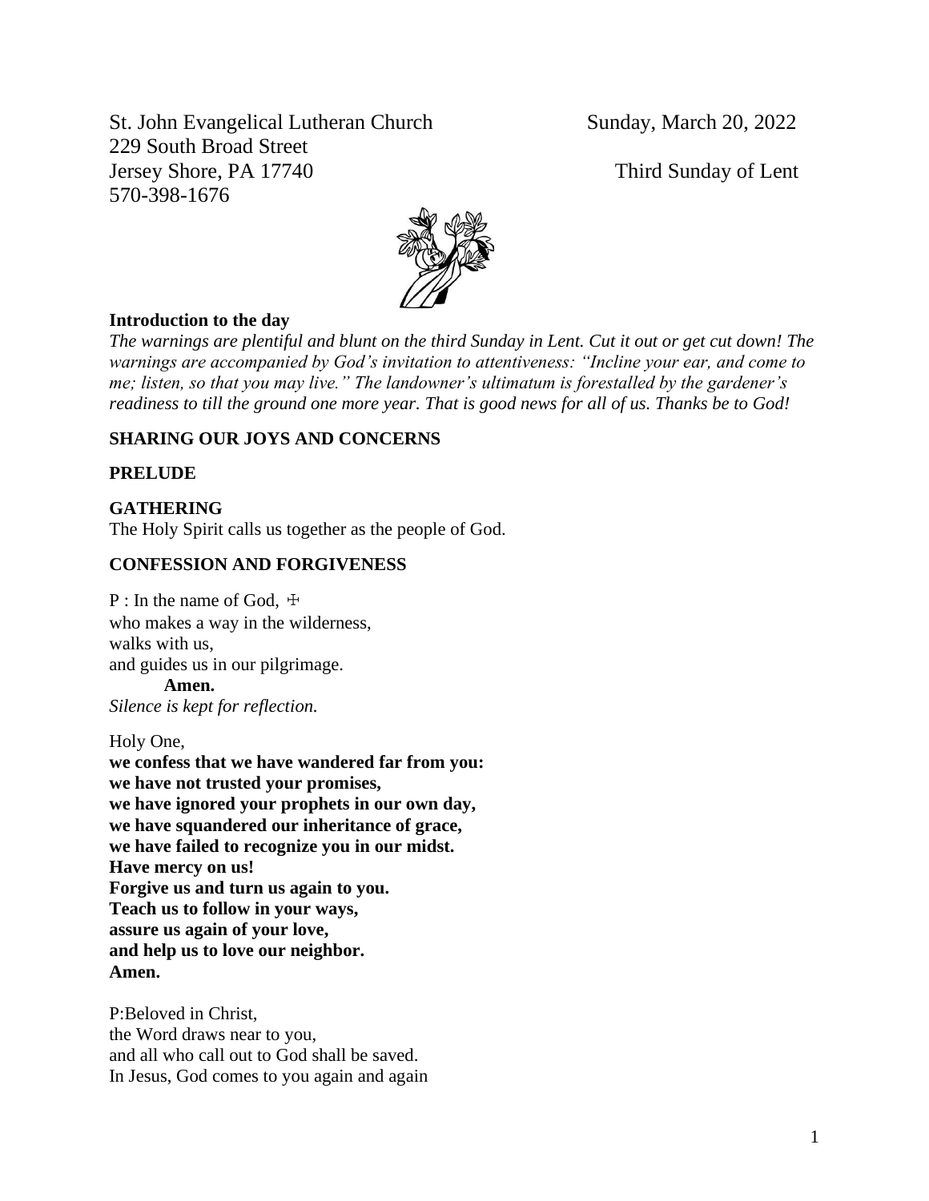St. John Evangelical Lutheran Church
229 South Broad Street
Jersey Shore, PA 17740
570-398-1676

Sunday, March 20, 2022

Third Sunday of Lent

**Introduction to the day**

*The warnings are plentiful and blunt on the third Sunday in Lent. Cut it out or get cut down! The warnings are accompanied by God's invitation to attentiveness: "Incline your ear, and come to me; listen, so that you may live." The landowner's ultimatum is forestalled by the gardener's readiness to till the ground one more year. That is good news for all of us. Thanks be to God!*

**SHARING OUR JOYS AND CONCERNS**

**PRELUDE**

**GATHERING**

The Holy Spirit calls us together as the people of God.

**CONFESSION AND FORGIVENESS**

P : In the name of God, ☩
who makes a way in the wilderness,
walks with us,
and guides us in our pilgrimage.

**Amen.**

*Silence is kept for reflection.*

Holy One,
**we confess that we have wandered far from you:**
**we have not trusted your promises,**
**we have ignored your prophets in our own day,**
**we have squandered our inheritance of grace,**
**we have failed to recognize you in our midst.**
**Have mercy on us!**
**Forgive us and turn us again to you.**
**Teach us to follow in your ways,**
**assure us again of your love,**
**and help us to love our neighbor.**
**Amen.**

P:Beloved in Christ,
the Word draws near to you,
and all who call out to God shall be saved.
In Jesus, God comes to you again and again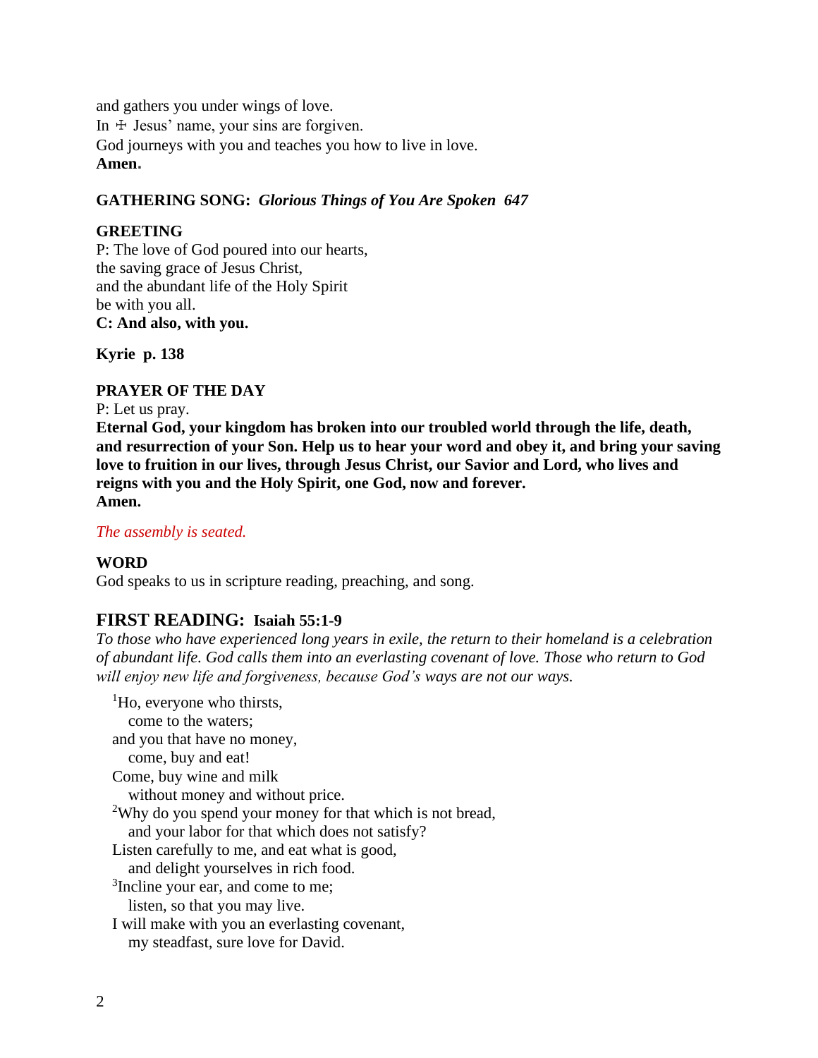and gathers you under wings of love.
In ☩ Jesus' name, your sins are forgiven.
God journeys with you and teaches you how to live in love.
**Amen.**

**GATHERING SONG:** ***Glorious Things of You Are Spoken 647***

**GREETING**
P: The love of God poured into our hearts,
the saving grace of Jesus Christ,
and the abundant life of the Holy Spirit
be with you all.
**C: And also, with you.**

**Kyrie p. 138**

**PRAYER OF THE DAY**
P: Let us pray.
**Eternal God, your kingdom has broken into our troubled world through the life, death, and resurrection of your Son. Help us to hear your word and obey it, and bring your saving love to fruition in our lives, through Jesus Christ, our Savior and Lord, who lives and reigns with you and the Holy Spirit, one God, now and forever.**
**Amen.**

*The assembly is seated.*

**WORD**
God speaks to us in scripture reading, preaching, and song.

## FIRST READING: Isaiah 55:1-9

*To those who have experienced long years in exile, the return to their homeland is a celebration of abundant life. God calls them into an everlasting covenant of love. Those who return to God will enjoy new life and forgiveness, because God's ways are not our ways.*

[1]Ho, everyone who thirsts,
come to the waters;
and you that have no money,
come, buy and eat!
Come, buy wine and milk
without money and without price.
[2]Why do you spend your money for that which is not bread,
and your labor for that which does not satisfy?
Listen carefully to me, and eat what is good,
and delight yourselves in rich food.
[3]Incline your ear, and come to me;
listen, so that you may live.
I will make with you an everlasting covenant,
my steadfast, sure love for David.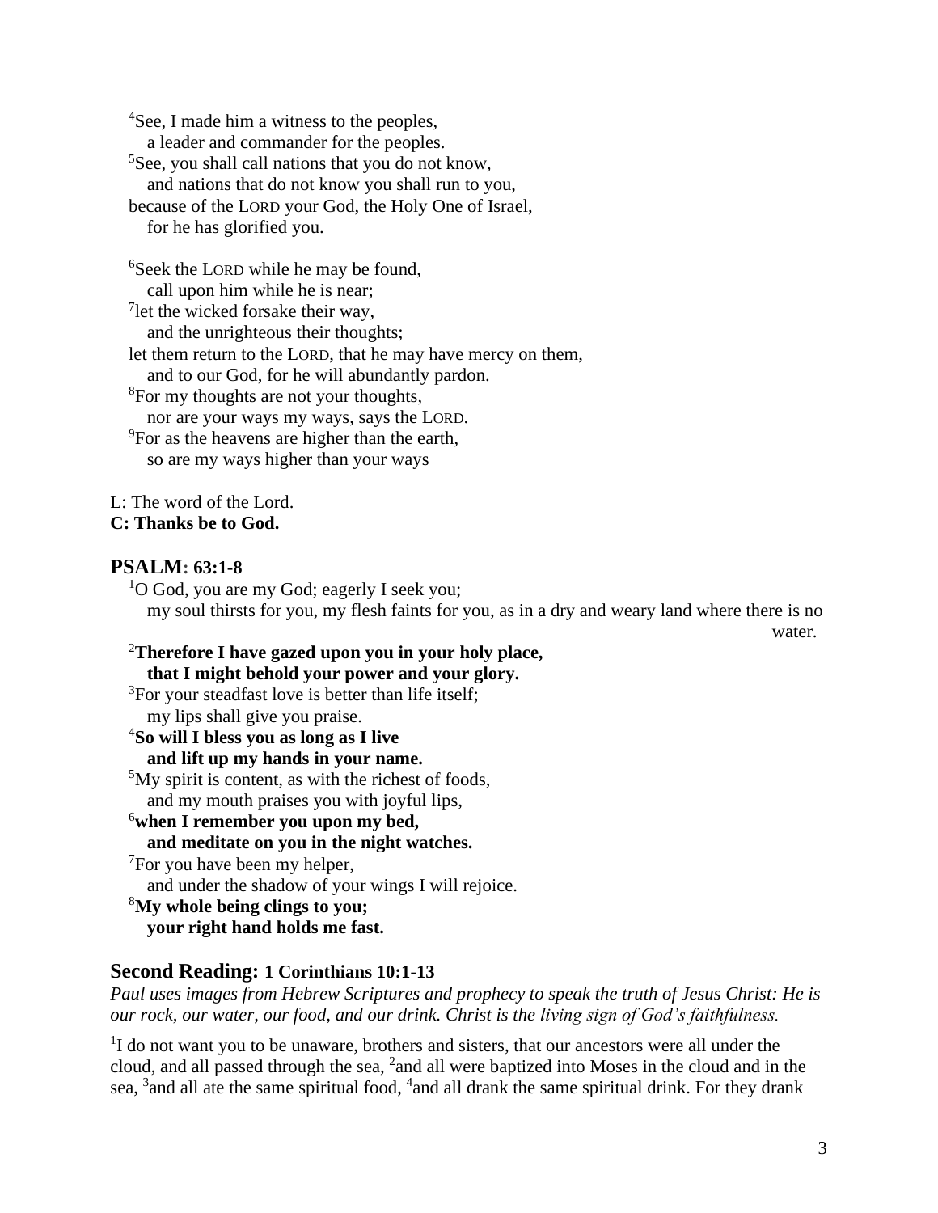[4]See, I made him a witness to the peoples,
 a leader and commander for the peoples.
[5]See, you shall call nations that you do not know,
 and nations that do not know you shall run to you,
because of the LORD your God, the Holy One of Israel,
 for he has glorified you.

[6]Seek the LORD while he may be found,
 call upon him while he is near;
[7]let the wicked forsake their way,
 and the unrighteous their thoughts;
let them return to the LORD, that he may have mercy on them,
 and to our God, for he will abundantly pardon.
[8]For my thoughts are not your thoughts,
 nor are your ways my ways, says the LORD.
[9]For as the heavens are higher than the earth,
 so are my ways higher than your ways

L: The word of the Lord.
**C: Thanks be to God.**

## PSALM: 63:1-8

[1]O God, you are my God; eagerly I seek you;
 my soul thirsts for you, my flesh faints for you, as in a dry and weary land where there is no water.
**[2]Therefore I have gazed upon you in your holy place,**
 **that I might behold your power and your glory.**
[3]For your steadfast love is better than life itself;
 my lips shall give you praise.
**[4]So will I bless you as long as I live**
 **and lift up my hands in your name.**
[5]My spirit is content, as with the richest of foods,
 and my mouth praises you with joyful lips,
**[6]when I remember you upon my bed,**
 **and meditate on you in the night watches.**
[7]For you have been my helper,
 and under the shadow of your wings I will rejoice.
**[8]My whole being clings to you;**
 **your right hand holds me fast.**

## Second Reading: 1 Corinthians 10:1-13

*Paul uses images from Hebrew Scriptures and prophecy to speak the truth of Jesus Christ: He is our rock, our water, our food, and our drink. Christ is the living sign of God's faithfulness.*

[1]I do not want you to be unaware, brothers and sisters, that our ancestors were all under the cloud, and all passed through the sea, [2]and all were baptized into Moses in the cloud and in the sea, [3]and all ate the same spiritual food, [4]and all drank the same spiritual drink. For they drank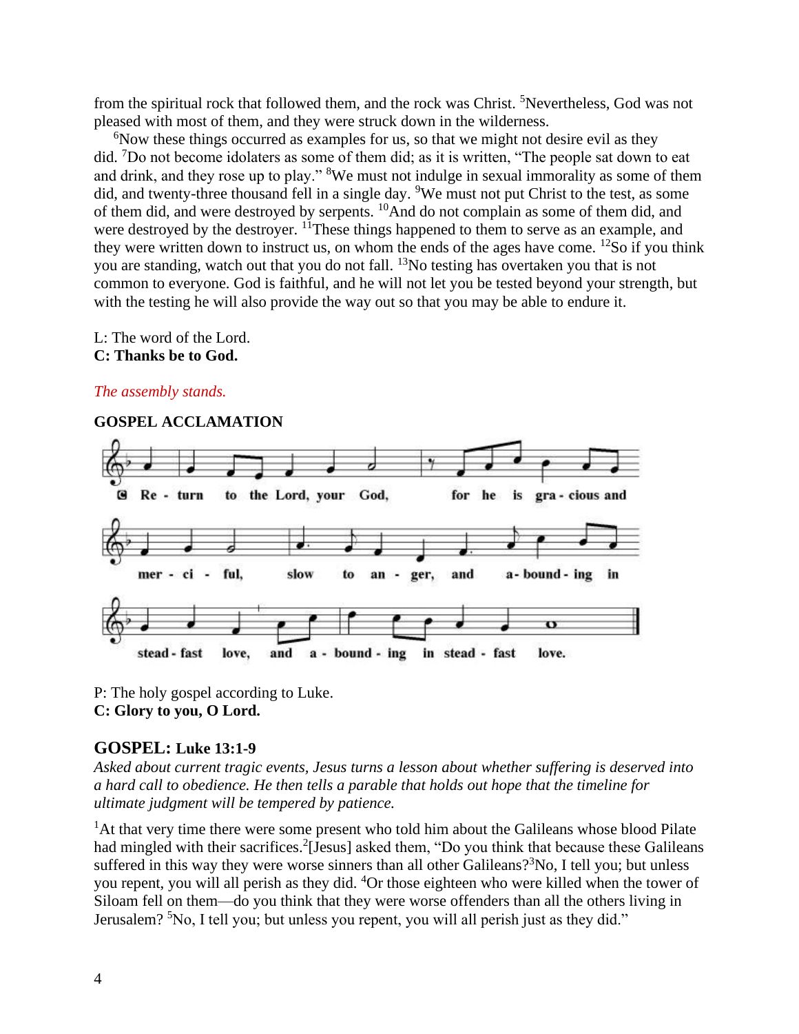from the spiritual rock that followed them, and the rock was Christ. [5]Nevertheless, God was not pleased with most of them, and they were struck down in the wilderness.

[6]Now these things occurred as examples for us, so that we might not desire evil as they did. [7]Do not become idolaters as some of them did; as it is written, "The people sat down to eat and drink, and they rose up to play." [8]We must not indulge in sexual immorality as some of them did, and twenty-three thousand fell in a single day. [9]We must not put Christ to the test, as some of them did, and were destroyed by serpents. [10]And do not complain as some of them did, and were destroyed by the destroyer. [11]These things happened to them to serve as an example, and they were written down to instruct us, on whom the ends of the ages have come. [12]So if you think you are standing, watch out that you do not fall. [13]No testing has overtaken you that is not common to everyone. God is faithful, and he will not let you be tested beyond your strength, but with the testing he will also provide the way out so that you may be able to endure it.

L: The word of the Lord.
**C: Thanks be to God.**

*The assembly stands.*

**GOSPEL ACCLAMATION**

C Return to the Lord, your God, for he is gracious and merciful, slow to anger, and abounding in steadfast love, and abounding in steadfast love.

P: The holy gospel according to Luke.
**C: Glory to you, O Lord.**

## GOSPEL: Luke 13:1-9

*Asked about current tragic events, Jesus turns a lesson about whether suffering is deserved into a hard call to obedience. He then tells a parable that holds out hope that the timeline for ultimate judgment will be tempered by patience.*

[1]At that very time there were some present who told him about the Galileans whose blood Pilate had mingled with their sacrifices.[2][Jesus] asked them, "Do you think that because these Galileans suffered in this way they were worse sinners than all other Galileans?[3]No, I tell you; but unless you repent, you will all perish as they did. [4]Or those eighteen who were killed when the tower of Siloam fell on them—do you think that they were worse offenders than all the others living in Jerusalem? [5]No, I tell you; but unless you repent, you will all perish just as they did."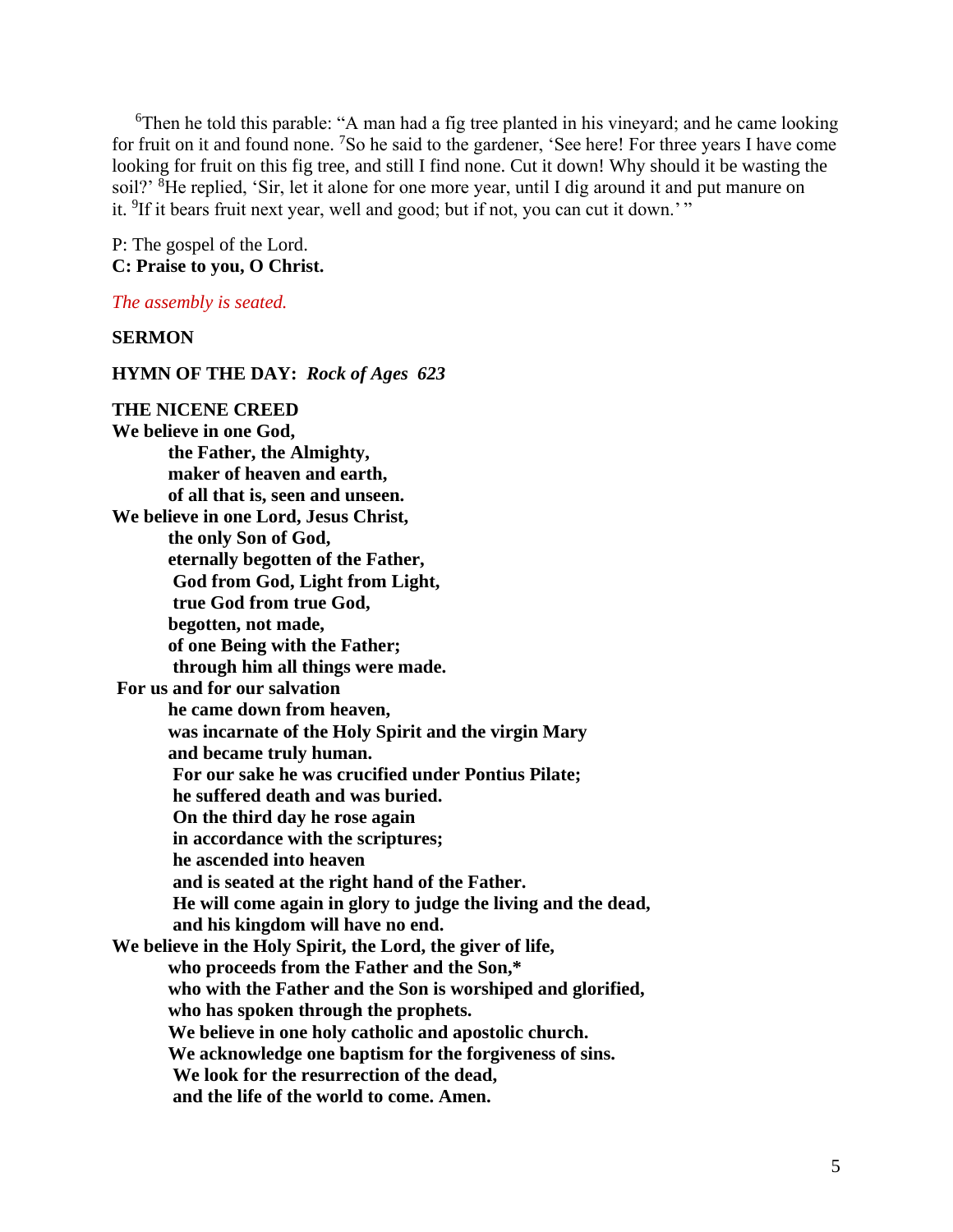[6]Then he told this parable: "A man had a fig tree planted in his vineyard; and he came looking for fruit on it and found none. [7]So he said to the gardener, 'See here! For three years I have come looking for fruit on this fig tree, and still I find none. Cut it down! Why should it be wasting the soil?' [8]He replied, 'Sir, let it alone for one more year, until I dig around it and put manure on it. [9]If it bears fruit next year, well and good; but if not, you can cut it down.' "

P: The gospel of the Lord.
**C: Praise to you, O Christ.**

*The assembly is seated.*

**SERMON**

**HYMN OF THE DAY:** ***Rock of Ages 623***

**THE NICENE CREED**

**We believe in one God,**
**the Father, the Almighty,**
**maker of heaven and earth,**
**of all that is, seen and unseen.**
**We believe in one Lord, Jesus Christ,**
**the only Son of God,**
**eternally begotten of the Father,**
**God from God, Light from Light,**
**true God from true God,**
**begotten, not made,**
**of one Being with the Father;**
**through him all things were made.**
**For us and for our salvation**
**he came down from heaven,**
**was incarnate of the Holy Spirit and the virgin Mary**
**and became truly human.**
**For our sake he was crucified under Pontius Pilate;**
**he suffered death and was buried.**
**On the third day he rose again**
**in accordance with the scriptures;**
**he ascended into heaven**
**and is seated at the right hand of the Father.**
**He will come again in glory to judge the living and the dead,**
**and his kingdom will have no end.**
**We believe in the Holy Spirit, the Lord, the giver of life,**
**who proceeds from the Father and the Son,***
**who with the Father and the Son is worshiped and glorified,**
**who has spoken through the prophets.**
**We believe in one holy catholic and apostolic church.**
**We acknowledge one baptism for the forgiveness of sins.**
**We look for the resurrection of the dead,**
**and the life of the world to come. Amen.**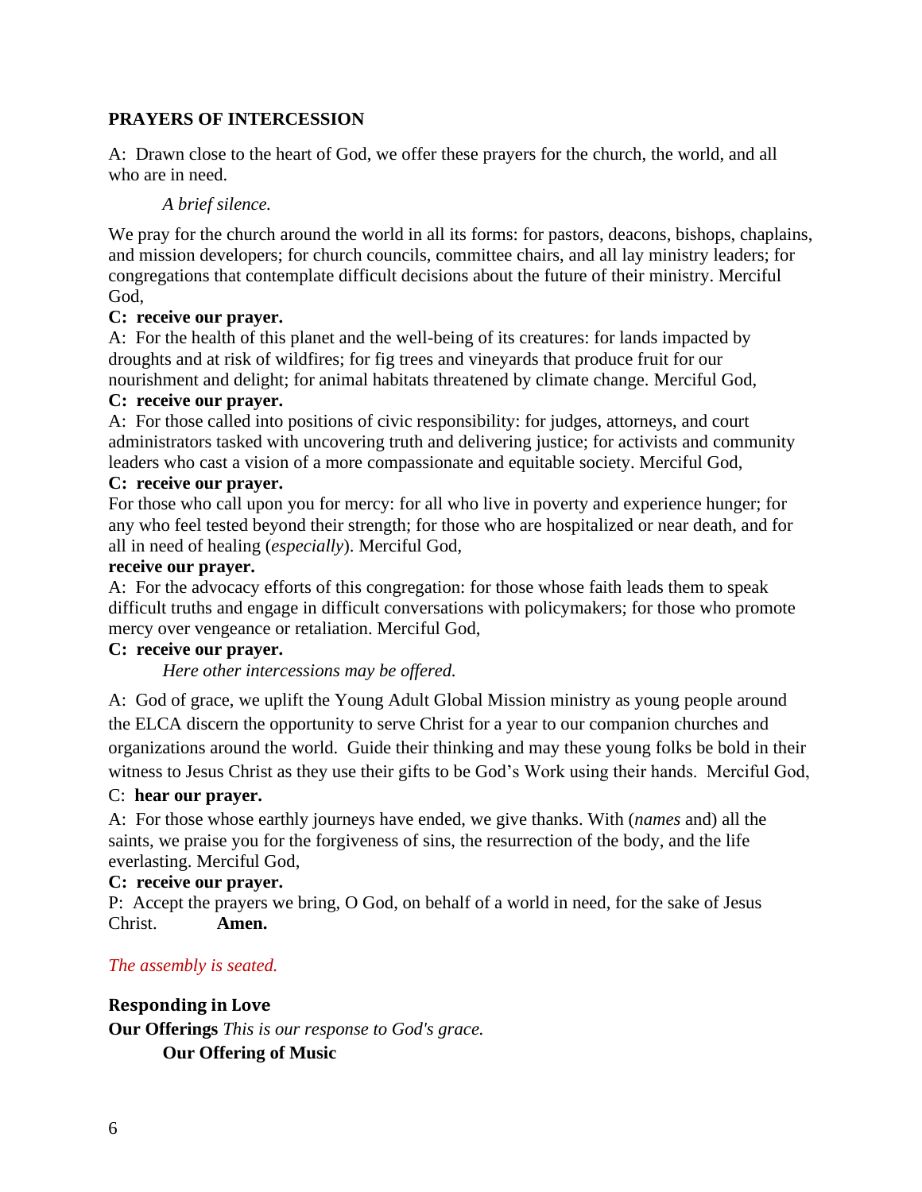**PRAYERS OF INTERCESSION**

A: Drawn close to the heart of God, we offer these prayers for the church, the world, and all who are in need.

*A brief silence.*

We pray for the church around the world in all its forms: for pastors, deacons, bishops, chaplains, and mission developers; for church councils, committee chairs, and all lay ministry leaders; for congregations that contemplate difficult decisions about the future of their ministry. Merciful God,

**C: receive our prayer.**

A: For the health of this planet and the well-being of its creatures: for lands impacted by droughts and at risk of wildfires; for fig trees and vineyards that produce fruit for our nourishment and delight; for animal habitats threatened by climate change. Merciful God,

**C: receive our prayer.**

A: For those called into positions of civic responsibility: for judges, attorneys, and court administrators tasked with uncovering truth and delivering justice; for activists and community leaders who cast a vision of a more compassionate and equitable society. Merciful God,

**C: receive our prayer.**

For those who call upon you for mercy: for all who live in poverty and experience hunger; for any who feel tested beyond their strength; for those who are hospitalized or near death, and for all in need of healing (*especially*). Merciful God,

**receive our prayer.**

A: For the advocacy efforts of this congregation: for those whose faith leads them to speak difficult truths and engage in difficult conversations with policymakers; for those who promote mercy over vengeance or retaliation. Merciful God,

**C: receive our prayer.**

*Here other intercessions may be offered.*

A: God of grace, we uplift the Young Adult Global Mission ministry as young people around the ELCA discern the opportunity to serve Christ for a year to our companion churches and organizations around the world. Guide their thinking and may these young folks be bold in their witness to Jesus Christ as they use their gifts to be God's Work using their hands. Merciful God,

C: **hear our prayer.**

A: For those whose earthly journeys have ended, we give thanks. With (*names* and) all the saints, we praise you for the forgiveness of sins, the resurrection of the body, and the life everlasting. Merciful God,

**C: receive our prayer.**

P: Accept the prayers we bring, O God, on behalf of a world in need, for the sake of Jesus Christ. **Amen.**

*The assembly is seated.*

**Responding in Love**

**Our Offerings** *This is our response to God's grace.*

**Our Offering of Music**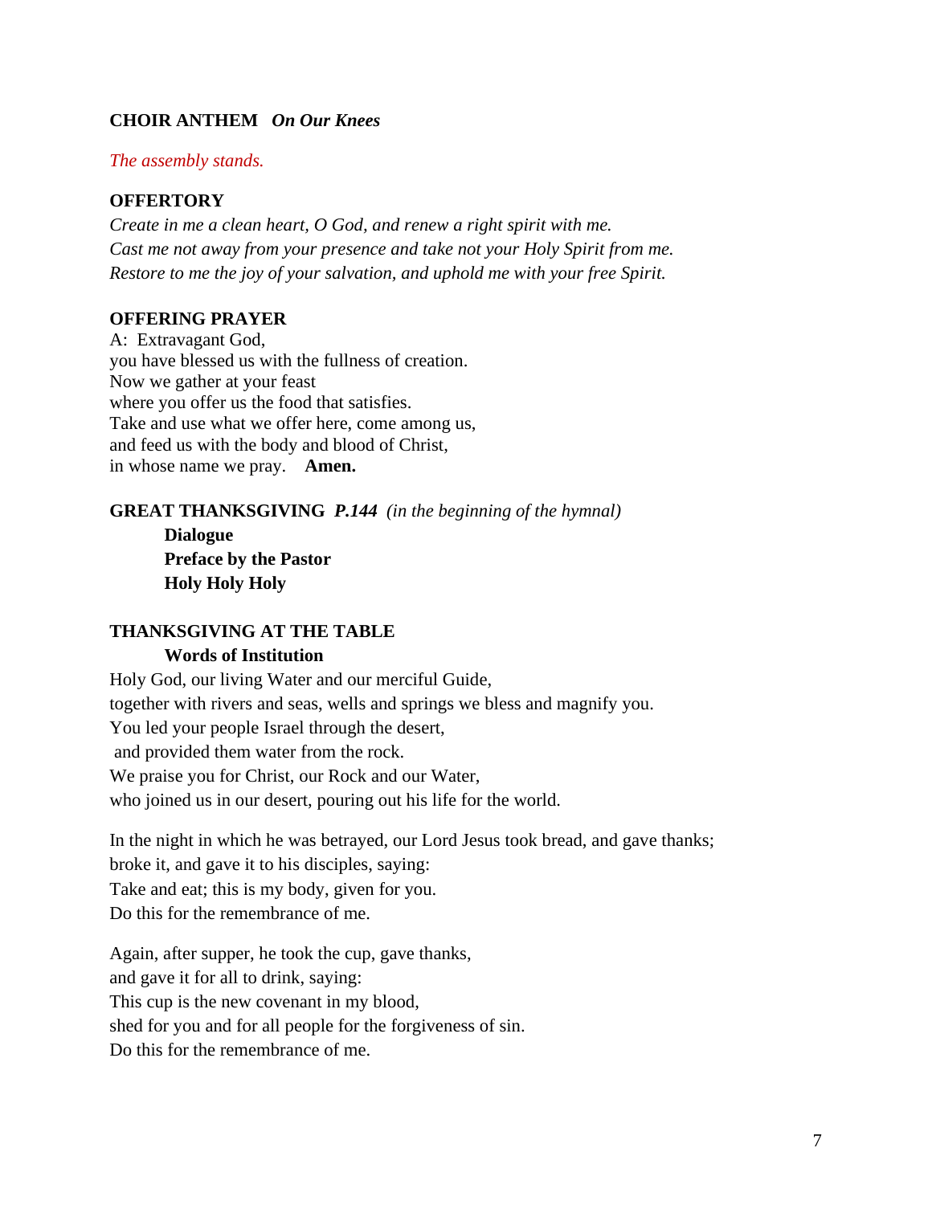**CHOIR ANTHEM** ***On Our Knees***

*The assembly stands.*

**OFFERTORY**

*Create in me a clean heart, O God, and renew a right spirit with me.*
*Cast me not away from your presence and take not your Holy Spirit from me.*
*Restore to me the joy of your salvation, and uphold me with your free Spirit.*

**OFFERING PRAYER**

A: Extravagant God,
you have blessed us with the fullness of creation.
Now we gather at your feast
where you offer us the food that satisfies.
Take and use what we offer here, come among us,
and feed us with the body and blood of Christ,
in whose name we pray. **Amen.**

**GREAT THANKSGIVING** ***P.144*** *(in the beginning of the hymnal)*

**Dialogue**
**Preface by the Pastor**
**Holy Holy Holy**

**THANKSGIVING AT THE TABLE**

**Words of Institution**

Holy God, our living Water and our merciful Guide,
together with rivers and seas, wells and springs we bless and magnify you.
You led your people Israel through the desert,
and provided them water from the rock.
We praise you for Christ, our Rock and our Water,
who joined us in our desert, pouring out his life for the world.

In the night in which he was betrayed, our Lord Jesus took bread, and gave thanks;
broke it, and gave it to his disciples, saying:
Take and eat; this is my body, given for you.
Do this for the remembrance of me.

Again, after supper, he took the cup, gave thanks,
and gave it for all to drink, saying:
This cup is the new covenant in my blood,
shed for you and for all people for the forgiveness of sin.
Do this for the remembrance of me.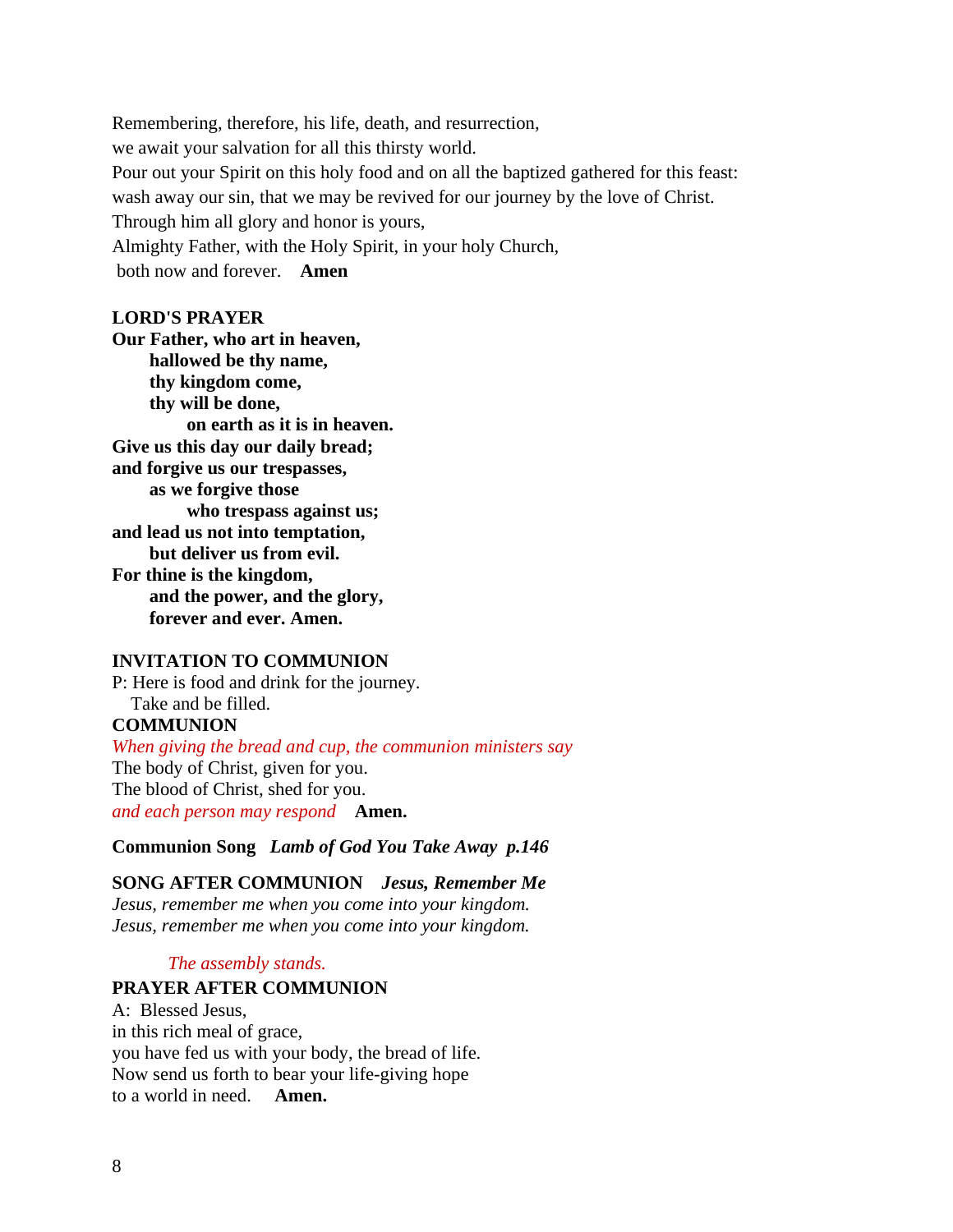Remembering, therefore, his life, death, and resurrection,
we await your salvation for all this thirsty world.
Pour out your Spirit on this holy food and on all the baptized gathered for this feast:
wash away our sin, that we may be revived for our journey by the love of Christ.
Through him all glory and honor is yours,
Almighty Father, with the Holy Spirit, in your holy Church,
both now and forever. **Amen**

**LORD'S PRAYER**

**Our Father, who art in heaven,**
**hallowed be thy name,**
**thy kingdom come,**
**thy will be done,**
**on earth as it is in heaven.**
**Give us this day our daily bread;**
**and forgive us our trespasses,**
**as we forgive those**
**who trespass against us;**
**and lead us not into temptation,**
**but deliver us from evil.**
**For thine is the kingdom,**
**and the power, and the glory,**
**forever and ever. Amen.**

**INVITATION TO COMMUNION**

P: Here is food and drink for the journey.
Take and be filled.

**COMMUNION**

*When giving the bread and cup, the communion ministers say*
The body of Christ, given for you.
The blood of Christ, shed for you.
*and each person may respond* **Amen.**

**Communion Song** ***Lamb of God You Take Away p.146***

**SONG AFTER COMMUNION** ***Jesus, Remember Me***

*Jesus, remember me when you come into your kingdom.*
*Jesus, remember me when you come into your kingdom.*

*The assembly stands.*

**PRAYER AFTER COMMUNION**

A: Blessed Jesus,
in this rich meal of grace,
you have fed us with your body, the bread of life.
Now send us forth to bear your life-giving hope
to a world in need. **Amen.**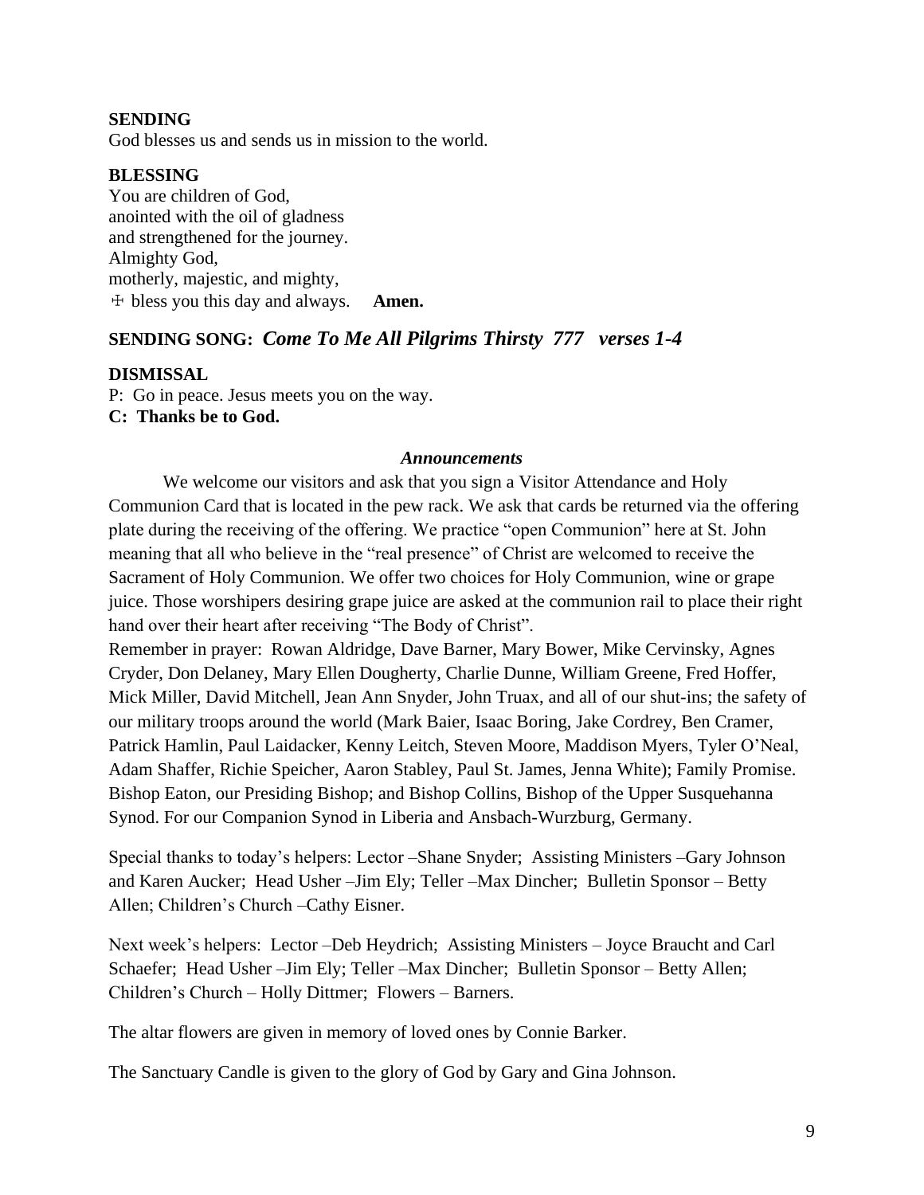**SENDING**
God blesses us and sends us in mission to the world.

**BLESSING**
You are children of God,
anointed with the oil of gladness
and strengthened for the journey.
Almighty God,
motherly, majestic, and mighty,
☩ bless you this day and always. **Amen.**

**SENDING SONG:** ***Come To Me All Pilgrims Thirsty 777 verses 1-4***

**DISMISSAL**
P: Go in peace. Jesus meets you on the way.
**C: Thanks be to God.**

***Announcements***

We welcome our visitors and ask that you sign a Visitor Attendance and Holy Communion Card that is located in the pew rack. We ask that cards be returned via the offering plate during the receiving of the offering. We practice "open Communion" here at St. John meaning that all who believe in the "real presence" of Christ are welcomed to receive the Sacrament of Holy Communion. We offer two choices for Holy Communion, wine or grape juice. Those worshipers desiring grape juice are asked at the communion rail to place their right hand over their heart after receiving "The Body of Christ".

Remember in prayer: Rowan Aldridge, Dave Barner, Mary Bower, Mike Cervinsky, Agnes Cryder, Don Delaney, Mary Ellen Dougherty, Charlie Dunne, William Greene, Fred Hoffer, Mick Miller, David Mitchell, Jean Ann Snyder, John Truax, and all of our shut-ins; the safety of our military troops around the world (Mark Baier, Isaac Boring, Jake Cordrey, Ben Cramer, Patrick Hamlin, Paul Laidacker, Kenny Leitch, Steven Moore, Maddison Myers, Tyler O'Neal, Adam Shaffer, Richie Speicher, Aaron Stabley, Paul St. James, Jenna White); Family Promise. Bishop Eaton, our Presiding Bishop; and Bishop Collins, Bishop of the Upper Susquehanna Synod. For our Companion Synod in Liberia and Ansbach-Wurzburg, Germany.

Special thanks to today's helpers: Lector –Shane Snyder; Assisting Ministers –Gary Johnson and Karen Aucker; Head Usher –Jim Ely; Teller –Max Dincher; Bulletin Sponsor – Betty Allen; Children's Church –Cathy Eisner.

Next week's helpers: Lector –Deb Heydrich; Assisting Ministers – Joyce Braucht and Carl Schaefer; Head Usher –Jim Ely; Teller –Max Dincher; Bulletin Sponsor – Betty Allen; Children's Church – Holly Dittmer; Flowers – Barners.

The altar flowers are given in memory of loved ones by Connie Barker.

The Sanctuary Candle is given to the glory of God by Gary and Gina Johnson.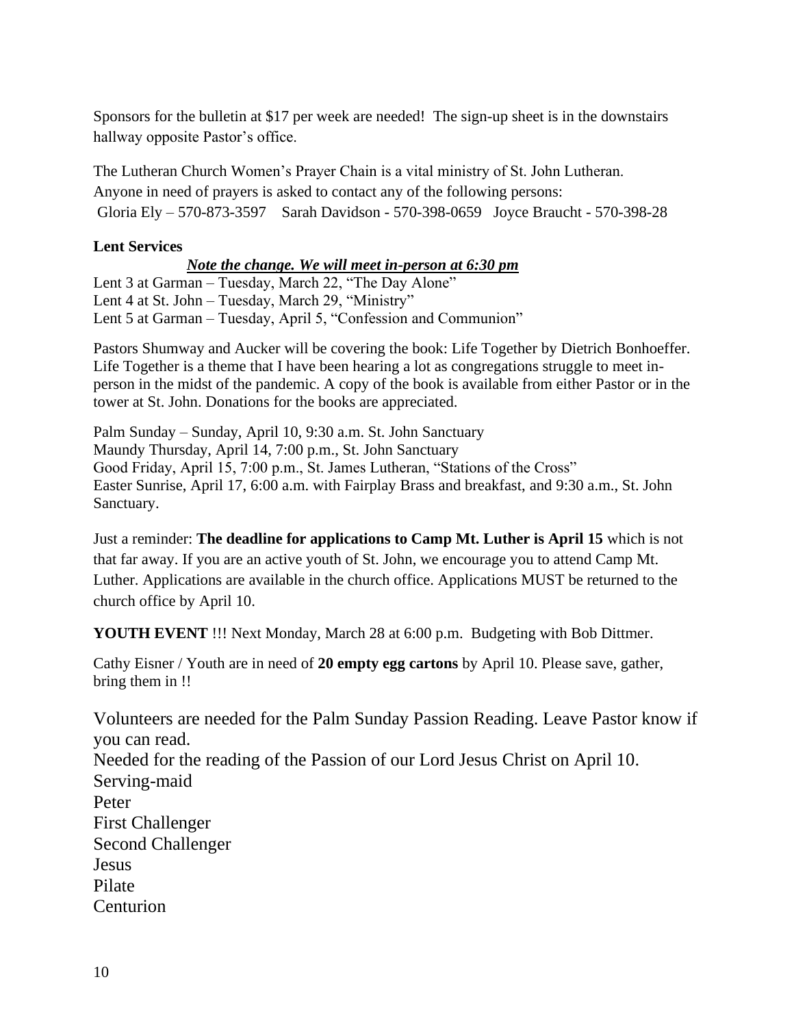Sponsors for the bulletin at $17 per week are needed! The sign-up sheet is in the downstairs hallway opposite Pastor's office.

The Lutheran Church Women's Prayer Chain is a vital ministry of St. John Lutheran. Anyone in need of prayers is asked to contact any of the following persons:
Gloria Ely – 570-873-3597 Sarah Davidson - 570-398-0659 Joyce Braucht - 570-398-28

**Lent Services**

***<u>Note the change. We will meet in-person at 6:30 pm</u>***

Lent 3 at Garman – Tuesday, March 22, "The Day Alone"
Lent 4 at St. John – Tuesday, March 29, "Ministry"
Lent 5 at Garman – Tuesday, April 5, "Confession and Communion"

Pastors Shumway and Aucker will be covering the book: Life Together by Dietrich Bonhoeffer. Life Together is a theme that I have been hearing a lot as congregations struggle to meet in-person in the midst of the pandemic. A copy of the book is available from either Pastor or in the tower at St. John. Donations for the books are appreciated.

Palm Sunday – Sunday, April 10, 9:30 a.m. St. John Sanctuary
Maundy Thursday, April 14, 7:00 p.m., St. John Sanctuary
Good Friday, April 15, 7:00 p.m., St. James Lutheran, "Stations of the Cross"
Easter Sunrise, April 17, 6:00 a.m. with Fairplay Brass and breakfast, and 9:30 a.m., St. John Sanctuary.

Just a reminder: **The deadline for applications to Camp Mt. Luther is April 15** which is not that far away. If you are an active youth of St. John, we encourage you to attend Camp Mt. Luther. Applications are available in the church office. Applications MUST be returned to the church office by April 10.

**YOUTH EVENT** !!! Next Monday, March 28 at 6:00 p.m. Budgeting with Bob Dittmer.

Cathy Eisner / Youth are in need of **20 empty egg cartons** by April 10. Please save, gather, bring them in !!

Volunteers are needed for the Palm Sunday Passion Reading. Leave Pastor know if you can read.
Needed for the reading of the Passion of our Lord Jesus Christ on April 10.
Serving-maid
Peter
First Challenger
Second Challenger
Jesus
Pilate
Centurion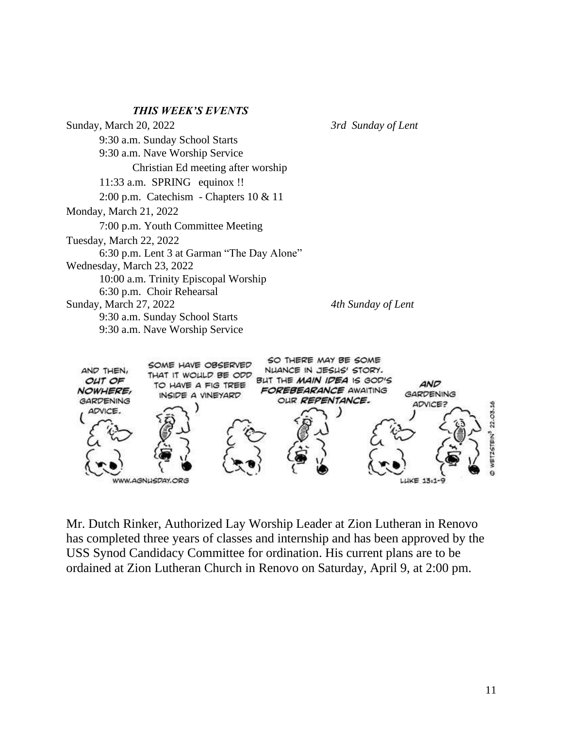***THIS WEEK'S EVENTS***

Sunday, March 20, 2022 — *3rd Sunday of Lent*

- 9:30 a.m. Sunday School Starts
- 9:30 a.m. Nave Worship Service
  - Christian Ed meeting after worship
- 11:33 a.m. SPRING equinox !!
- 2:00 p.m. Catechism - Chapters 10 & 11

Monday, March 21, 2022

- 7:00 p.m. Youth Committee Meeting

Tuesday, March 22, 2022

- 6:30 p.m. Lent 3 at Garman "The Day Alone"

Wednesday, March 23, 2022

- 10:00 a.m. Trinity Episcopal Worship
- 6:30 p.m. Choir Rehearsal

Sunday, March 27, 2022 — *4th Sunday of Lent*

- 9:30 a.m. Sunday School Starts
- 9:30 a.m. Nave Worship Service

Mr. Dutch Rinker, Authorized Lay Worship Leader at Zion Lutheran in Renovo has completed three years of classes and internship and has been approved by the USS Synod Candidacy Committee for ordination. His current plans are to be ordained at Zion Lutheran Church in Renovo on Saturday, April 9, at 2:00 pm.